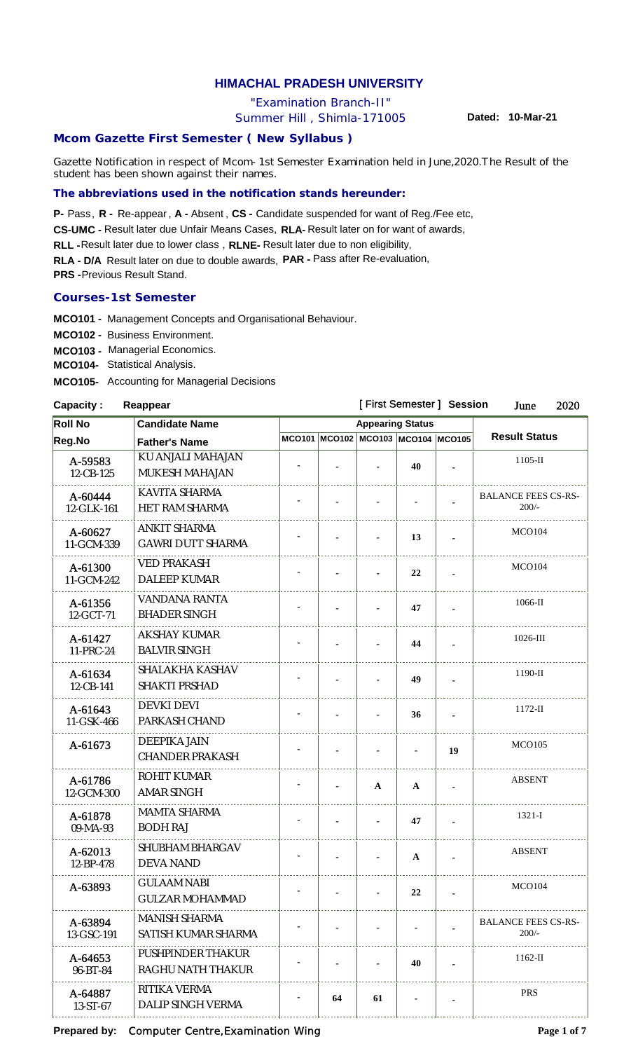**HIMACHAL PRADESH UNIVERSITY**

"Examination Branch-II"

Summer Hill , Shimla-171005

**Dated: 10-Mar-21**

### Mcom Gazette First Semester ( New Syllabus )

Gazette Notification in respect of Mcom- 1st Semester Examination held in June,2020.The Result of the student has been shown against their names.

**The abbreviations used in the notification stands hereunder:**

**P-** Pass , **R -** Re-appear , **A -** Absent , **CS -** Candidate suspended for want of Reg./Fee etc,
**CS-UMC -** Result later due Unfair Means Cases, **RLA-** Result later on for want of awards,
**RLL -**Result later due to lower class , **RLNE-** Result later due to non eligibility,
**RLA - D/A** Result later on due to double awards, **PAR -** Pass after Re-evaluation,
**PRS -**Previous Result Stand.

### Courses-1st Semester

**MCO101 -** Management Concepts and Organisational Behaviour.
**MCO102 -** Business Environment.
**MCO103 -** Managerial Economics.
**MCO104-** Statistical Analysis.
**MCO105-** Accounting for Managerial Decisions

**Capacity : Reappear** [ First Semester ] **Session** June 2020

| Roll No / Reg.No | Candidate Name / Father's Name | MCO101 | MCO102 | MCO103 | MCO104 | MCO105 | Result Status |
|---|---|---|---|---|---|---|---|
| A-59583 / 12-CB-125 | KU ANJALI MAHAJAN / MUKESH MAHAJAN | - | - | - | 40 | - | 1105-II |
| A-60444 / 12-GLK-161 | KAVITA SHARMA / HET RAM SHARMA | - | - | - | - | - | BALANCE FEES CS-RS-200/- |
| A-60627 / 11-GCM-339 | ANKIT SHARMA / GAWRI DUTT SHARMA | - | - | - | 13 | - | MCO104 |
| A-61300 / 11-GCM-242 | VED PRAKASH / DALEEP KUMAR | - | - | - | 22 | - | MCO104 |
| A-61356 / 12-GCT-71 | VANDANA RANTA / BHADER SINGH | - | - | - | 47 | - | 1066-II |
| A-61427 / 11-PRC-24 | AKSHAY KUMAR / BALVIR SINGH | - | - | - | 44 | - | 1026-III |
| A-61634 / 12-CB-141 | SHALAKHA KASHAV / SHAKTI PRSHAD | - | - | - | 49 | - | 1190-II |
| A-61643 / 11-GSK-466 | DEVKI DEVI / PARKASH CHAND | - | - | - | 36 | - | 1172-II |
| A-61673 | DEEPIKA JAIN / CHANDER PRAKASH | - | - | - | - | 19 | MCO105 |
| A-61786 / 12-GCM-300 | ROHIT KUMAR / AMAR SINGH | - | - | A | A | - | ABSENT |
| A-61878 / 09-MA-93 | MAMTA SHARMA / BODH RAJ | - | - | - | 47 | - | 1321-I |
| A-62013 / 12-BP-478 | SHUBHAM BHARGAV / DEVA NAND | - | - | - | A | - | ABSENT |
| A-63893 | GULAAM NABI / GULZAR MOHAMMAD | - | - | - | 22 | - | MCO104 |
| A-63894 / 13-GSC-191 | MANISH SHARMA / SATISH KUMAR SHARMA | - | - | - | - | - | BALANCE FEES CS-RS-200/- |
| A-64653 / 96-BT-84 | PUSHPINDER THAKUR / RAGHU NATH THAKUR | - | - | - | 40 | - | 1162-II |
| A-64887 / 13-ST-67 | RITIKA VERMA / DALIP SINGH VERMA | - | 64 | 61 | - | - | PRS |

**Prepared by:** Computer Centre,Examination Wing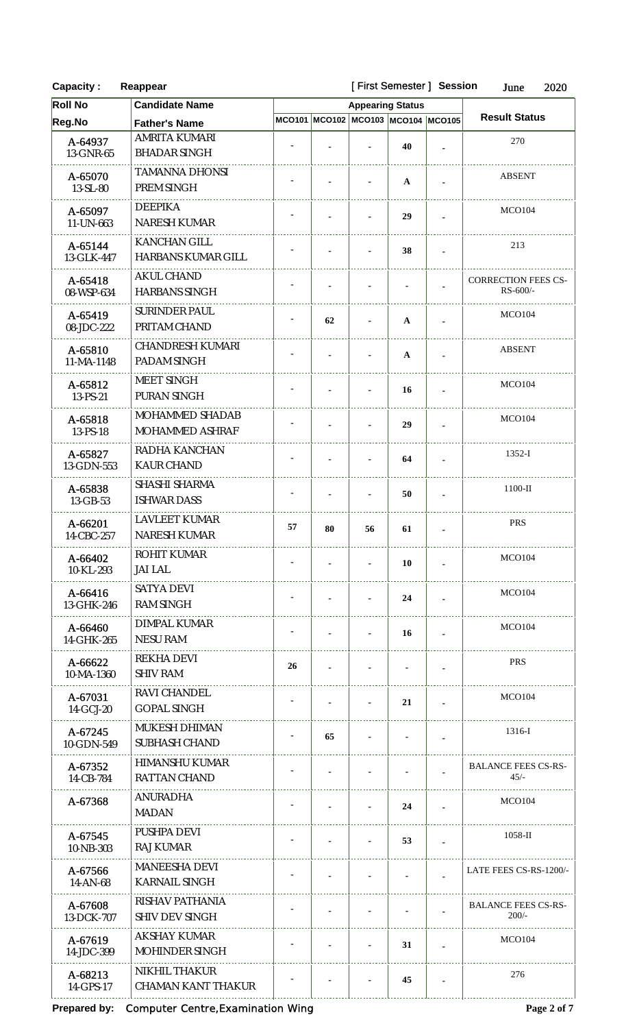Capacity : Reappear [ First Semester ] Session June 2020

| Roll No / Reg.No | Candidate Name / Father's Name | MCO101 | MCO102 | MCO103 | MCO104 | MCO105 | Result Status |
|---|---|---|---|---|---|---|---|
| | | Appearing Status | | | | | |
| A-64937 13-GNR-65 | AMRITA KUMARI BHADAR SINGH | - | - | - | 40 | - | 270 |
| A-65070 13-SL-80 | TAMANNA DHONSI PREM SINGH | - | - | - | A | - | ABSENT |
| A-65097 11-UN-663 | DEEPIKA NARESH KUMAR | - | - | - | 29 | - | MCO104 |
| A-65144 13-GLK-447 | KANCHAN GILL HARBANS KUMAR GILL | - | - | - | 38 | - | 213 |
| A-65418 08-WSP-634 | AKUL CHAND HARBANS SINGH | - | - | - | - | - | CORRECTION FEES CS-RS-600/- |
| A-65419 08-JDC-222 | SURINDER PAUL PRITAM CHAND | - | 62 | - | A | - | MCO104 |
| A-65810 11-MA-1148 | CHANDRESH KUMARI PADAM SINGH | - | - | - | A | - | ABSENT |
| A-65812 13-PS-21 | MEET SINGH PURAN SINGH | - | - | - | 16 | - | MCO104 |
| A-65818 13-PS-18 | MOHAMMED SHADAB MOHAMMED ASHRAF | - | - | - | 29 | - | MCO104 |
| A-65827 13-GDN-553 | RADHA KANCHAN KAUR CHAND | - | - | - | 64 | - | 1352-I |
| A-65838 13-GB-53 | SHASHI SHARMA ISHWAR DASS | - | - | - | 50 | - | 1100-II |
| A-66201 14-CBC-257 | LAVLEET KUMAR NARESH KUMAR | 57 | 80 | 56 | 61 | - | PRS |
| A-66402 10-KL-293 | ROHIT KUMAR JAI LAL | - | - | - | 10 | - | MCO104 |
| A-66416 13-GHK-246 | SATYA DEVI RAM SINGH | - | - | - | 24 | - | MCO104 |
| A-66460 14-GHK-265 | DIMPAL KUMAR NESU RAM | - | - | - | 16 | - | MCO104 |
| A-66622 10-MA-1360 | REKHA DEVI SHIV RAM | 26 | - | - | - | - | PRS |
| A-67031 14-GCJ-20 | RAVI CHANDEL GOPAL SINGH | - | - | - | 21 | - | MCO104 |
| A-67245 10-GDN-549 | MUKESH DHIMAN SUBHASH CHAND | - | 65 | - | - | - | 1316-I |
| A-67352 14-CB-784 | HIMANSHU KUMAR RATTAN CHAND | - | - | - | - | - | BALANCE FEES CS-RS-45/- |
| A-67368 | ANURADHA MADAN | - | - | - | 24 | - | MCO104 |
| A-67545 10-NB-303 | PUSHPA DEVI RAJ KUMAR | - | - | - | 53 | - | 1058-II |
| A-67566 14-AN-68 | MANEESHA DEVI KARNAIL SINGH | - | - | - | - | - | LATE FEES CS-RS-1200/- |
| A-67608 13-DCK-707 | RISHAV PATHANIA SHIV DEV SINGH | - | - | - | - | - | BALANCE FEES CS-RS-200/- |
| A-67619 14-JDC-399 | AKSHAY KUMAR MOHINDER SINGH | - | - | - | 31 | - | MCO104 |
| A-68213 14-GPS-17 | NIKHIL THAKUR CHAMAN KANT THAKUR | - | - | - | 45 | - | 276 |

Prepared by: Computer Centre,Examination Wing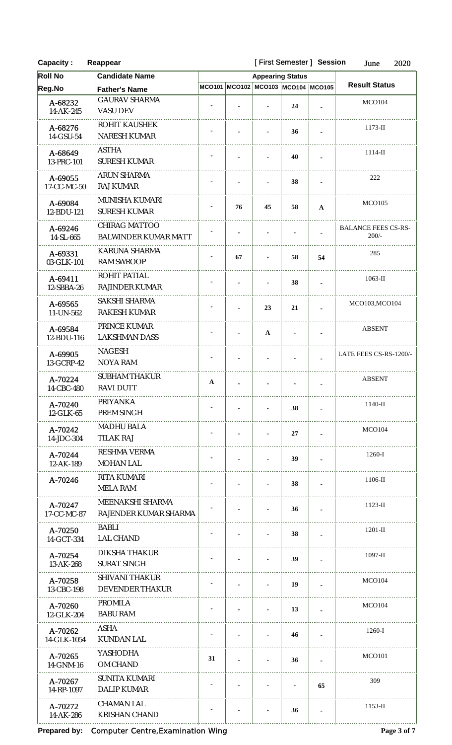**Capacity :** Reappear [ First Semester ] **Session** June 2020

| Roll No / Reg.No | Candidate Name / Father's Name | MCO101 | MCO102 | MCO103 | MCO104 | MCO105 | Result Status |
|---|---|---|---|---|---|---|---|
| A-68232 14-AK-245 | GAURAV SHARMA VASU DEV | - | - | - | 24 | - | MCO104 |
| A-68276 14-GSU-54 | ROHIT KAUSHEK NARESH KUMAR | - | - | - | 36 | - | 1173-II |
| A-68649 13-PRC-101 | ASTHA SURESH KUMAR | - | - | - | 40 | - | 1114-II |
| A-69055 17-CC-MC-50 | ARUN SHARMA RAJ KUMAR | - | - | - | 38 | - | 222 |
| A-69084 12-BDU-121 | MUNISHA KUMARI SURESH KUMAR | - | 76 | 45 | 58 | A | MCO105 |
| A-69246 14-SL-665 | CHIRAG MATTOO BALWINDER KUMAR MATT | - | - | - | - | - | BALANCE FEES CS-RS-200/- |
| A-69331 03-GLK-101 | KARUNA SHARMA RAM SWROOP | - | 67 | - | 58 | 54 | 285 |
| A-69411 12-SBBA-26 | ROHIT PATIAL RAJINDER KUMAR | - | - | - | 38 | - | 1063-II |
| A-69565 11-UN-562 | SAKSHI SHARMA RAKESH KUMAR | - | - | 23 | 21 | - | MCO103,MCO104 |
| A-69584 12-BDU-116 | PRINCE KUMAR LAKSHMAN DASS | - | - | A | - | - | ABSENT |
| A-69905 13-GCRP-42 | NAGESH NOYA RAM | - | - | - | - | - | LATE FEES CS-RS-1200/- |
| A-70224 14-CBC-480 | SUBHAM THAKUR RAVI DUTT | A | - | - | - | - | ABSENT |
| A-70240 12-GLK-65 | PRIYANKA PREM SINGH | - | - | - | 38 | - | 1140-II |
| A-70242 14-JDC-304 | MADHU BALA TILAK RAJ | - | - | - | 27 | - | MCO104 |
| A-70244 12-AK-189 | RESHMA VERMA MOHAN LAL | - | - | - | 39 | - | 1260-I |
| A-70246 | RITA KUMARI MELA RAM | - | - | - | 38 | - | 1106-II |
| A-70247 17-CC-MC-87 | MEENAKSHI SHARMA RAJENDER KUMAR SHARMA | - | - | - | 36 | - | 1123-II |
| A-70250 14-GCT-334 | BABLI LAL CHAND | - | - | - | 38 | - | 1201-II |
| A-70254 13-AK-268 | DIKSHA THAKUR SURAT SINGH | - | - | - | 39 | - | 1097-II |
| A-70258 13-CBC-198 | SHIVANI THAKUR DEVENDER THAKUR | - | - | - | 19 | - | MCO104 |
| A-70260 12-GLK-204 | PROMILA BABU RAM | - | - | - | 13 | - | MCO104 |
| A-70262 14-GLK-1054 | ASHA KUNDAN LAL | - | - | - | 46 | - | 1260-I |
| A-70265 14-GNM-16 | YASHODHA OM CHAND | 31 | - | - | 36 | - | MCO101 |
| A-70267 14-RP-1097 | SUNITA KUMARI DALIP KUMAR | - | - | - | - | 65 | 309 |
| A-70272 14-AK-286 | CHAMAN LAL KRISHAN CHAND | - | - | - | 36 | - | 1153-II |

**Prepared by:** Computer Centre,Examination Wing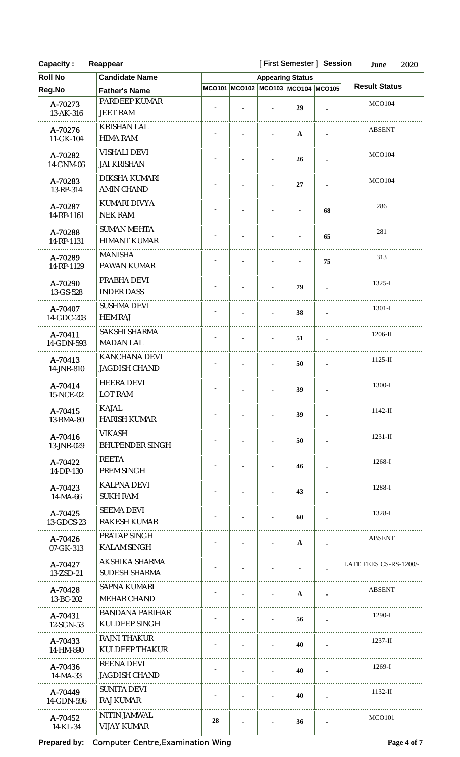**Capacity :** **Reappear** [ First Semester ] **Session** June 2020

| Roll No / Reg.No | Candidate Name / Father's Name | MCO101 | MCO102 | MCO103 | MCO104 | MCO105 | Result Status |
|---|---|---|---|---|---|---|---|
| A-70273 13-AK-316 | PARDEEP KUMAR JEET RAM | - | - | - | 29 | - | MCO104 |
| A-70276 11-GK-104 | KRISHAN LAL HIMA RAM | - | - | - | A | - | ABSENT |
| A-70282 14-GNM-06 | VISHALI DEVI JAI KRISHAN | - | - | - | 26 | - | MCO104 |
| A-70283 13-RP-314 | DIKSHA KUMARI AMIN CHAND | - | - | - | 27 | - | MCO104 |
| A-70287 14-RP-1161 | KUMARI DIVYA NEK RAM | - | - | - | - | 68 | 286 |
| A-70288 14-RP-1131 | SUMAN MEHTA HIMANT KUMAR | - | - | - | - | 65 | 281 |
| A-70289 14-RP-1129 | MANISHA PAWAN KUMAR | - | - | - | - | 75 | 313 |
| A-70290 13-GS-528 | PRABHA DEVI INDER DASS | - | - | - | 79 | - | 1325-I |
| A-70407 14-GDC-203 | SUSHMA DEVI HEM RAJ | - | - | - | 38 | - | 1301-I |
| A-70411 14-GDN-593 | SAKSHI SHARMA MADAN LAL | - | - | - | 51 | - | 1206-II |
| A-70413 14-JNR-810 | KANCHANA DEVI JAGDISH CHAND | - | - | - | 50 | - | 1125-II |
| A-70414 15-NCE-02 | HEERA DEVI LOT RAM | - | - | - | 39 | - | 1300-I |
| A-70415 13-BMA-80 | KAJAL HARISH KUMAR | - | - | - | 39 | - | 1142-II |
| A-70416 13-JNR-029 | VIKASH BHUPENDER SINGH | - | - | - | 50 | - | 1231-II |
| A-70422 14-DP-130 | REETA PREM SINGH | - | - | - | 46 | - | 1268-I |
| A-70423 14-MA-66 | KALPNA DEVI SUKH RAM | - | - | - | 43 | - | 1288-I |
| A-70425 13-GDCS-23 | SEEMA DEVI RAKESH KUMAR | - | - | - | 60 | - | 1328-I |
| A-70426 07-GK-313 | PRATAP SINGH KALAM SINGH | - | - | - | A | - | ABSENT |
| A-70427 13-ZSD-21 | AKSHIKA SHARMA SUDESH SHARMA | - | - | - | - | - | LATE FEES CS-RS-1200/- |
| A-70428 13-BC-202 | SAPNA KUMARI MEHAR CHAND | - | - | - | A | - | ABSENT |
| A-70431 12-SGN-53 | BANDANA PARIHAR KULDEEP SINGH | - | - | - | 56 | - | 1290-I |
| A-70433 14-HM-890 | RAJNI THAKUR KULDEEP THAKUR | - | - | - | 40 | - | 1237-II |
| A-70436 14-MA-33 | REENA DEVI JAGDISH CHAND | - | - | - | 40 | - | 1269-I |
| A-70449 14-GDN-596 | SUNITA DEVI RAJ KUMAR | - | - | - | 40 | - | 1132-II |
| A-70452 14-KL-34 | NITIN JAMWAL VIJAY KUMAR | 28 | - | - | 36 | - | MCO101 |

**Prepared by:** Computer Centre,Examination Wing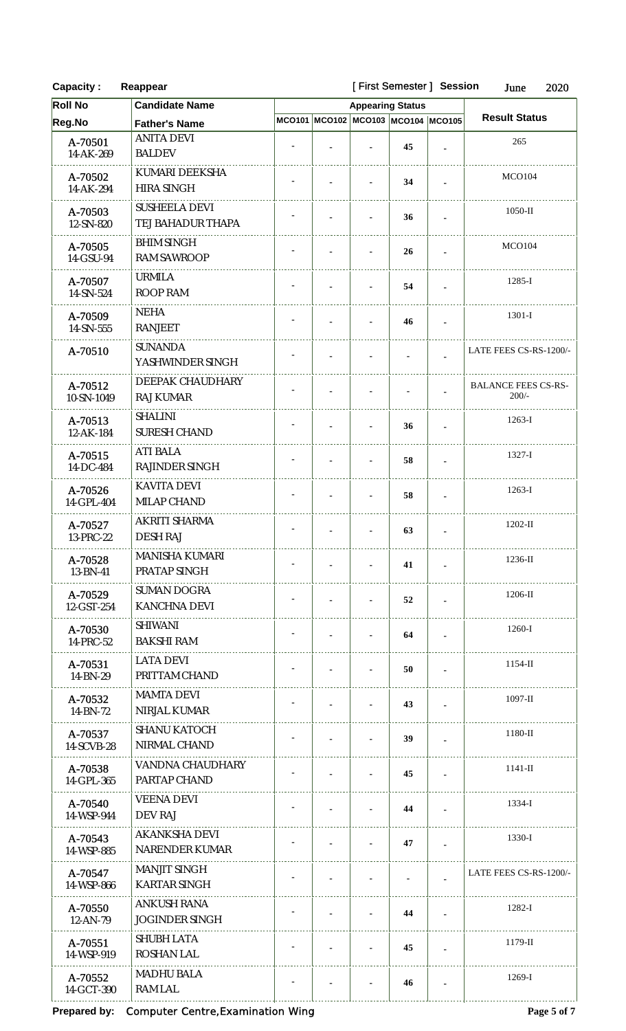**Capacity :** **Reappear** [ First Semester ] **Session** June 2020

| Roll No / Reg.No | Candidate Name / Father's Name | MCO101 | MCO102 | MCO103 | MCO104 | MCO105 | Result Status |
|---|---|---|---|---|---|---|---|
| A-70501 14-AK-269 | ANITA DEVI BALDEV | - | - | - | 45 | - | 265 |
| A-70502 14-AK-294 | KUMARI DEEKSHA HIRA SINGH | - | - | - | 34 | - | MCO104 |
| A-70503 12-SN-820 | SUSHEELA DEVI TEJ BAHADUR THAPA | - | - | - | 36 | - | 1050-II |
| A-70505 14-GSU-94 | BHIM SINGH RAM SAWROOP | - | - | - | 26 | - | MCO104 |
| A-70507 14-SN-524 | URMILA ROOP RAM | - | - | - | 54 | - | 1285-I |
| A-70509 14-SN-555 | NEHA RANJEET | - | - | - | 46 | - | 1301-I |
| A-70510 | SUNANDA YASHWINDER SINGH | - | - | - | - | - | LATE FEES CS-RS-1200/- |
| A-70512 10-SN-1049 | DEEPAK CHAUDHARY RAJ KUMAR | - | - | - | - | - | BALANCE FEES CS-RS-200/- |
| A-70513 12-AK-184 | SHALINI SURESH CHAND | - | - | - | 36 | - | 1263-I |
| A-70515 14-DC-484 | ATI BALA RAJINDER SINGH | - | - | - | 58 | - | 1327-I |
| A-70526 14-GPL-404 | KAVITA DEVI MILAP CHAND | - | - | - | 58 | - | 1263-I |
| A-70527 13-PRC-22 | AKRITI SHARMA DESH RAJ | - | - | - | 63 | - | 1202-II |
| A-70528 13-BN-41 | MANISHA KUMARI PRATAP SINGH | - | - | - | 41 | - | 1236-II |
| A-70529 12-GST-254 | SUMAN DOGRA KANCHNA DEVI | - | - | - | 52 | - | 1206-II |
| A-70530 14-PRC-52 | SHIWANI BAKSHI RAM | - | - | - | 64 | - | 1260-I |
| A-70531 14-BN-29 | LATA DEVI PRITTAM CHAND | - | - | - | 50 | - | 1154-II |
| A-70532 14-BN-72 | MAMTA DEVI NIRJAL KUMAR | - | - | - | 43 | - | 1097-II |
| A-70537 14-SCVB-28 | SHANU KATOCH NIRMAL CHAND | - | - | - | 39 | - | 1180-II |
| A-70538 14-GPL-365 | VANDNA CHAUDHARY PARTAP CHAND | - | - | - | 45 | - | 1141-II |
| A-70540 14-WSP-944 | VEENA DEVI DEV RAJ | - | - | - | 44 | - | 1334-I |
| A-70543 14-WSP-885 | AKANKSHA DEVI NARENDER KUMAR | - | - | - | 47 | - | 1330-I |
| A-70547 14-WSP-866 | MANJIT SINGH KARTAR SINGH | - | - | - | - | - | LATE FEES CS-RS-1200/- |
| A-70550 12-AN-79 | ANKUSH RANA JOGINDER SINGH | - | - | - | 44 | - | 1282-I |
| A-70551 14-WSP-919 | SHUBH LATA ROSHAN LAL | - | - | - | 45 | - | 1179-II |
| A-70552 14-GCT-390 | MADHU BALA RAM LAL | - | - | - | 46 | - | 1269-I |

**Prepared by:** Computer Centre,Examination Wing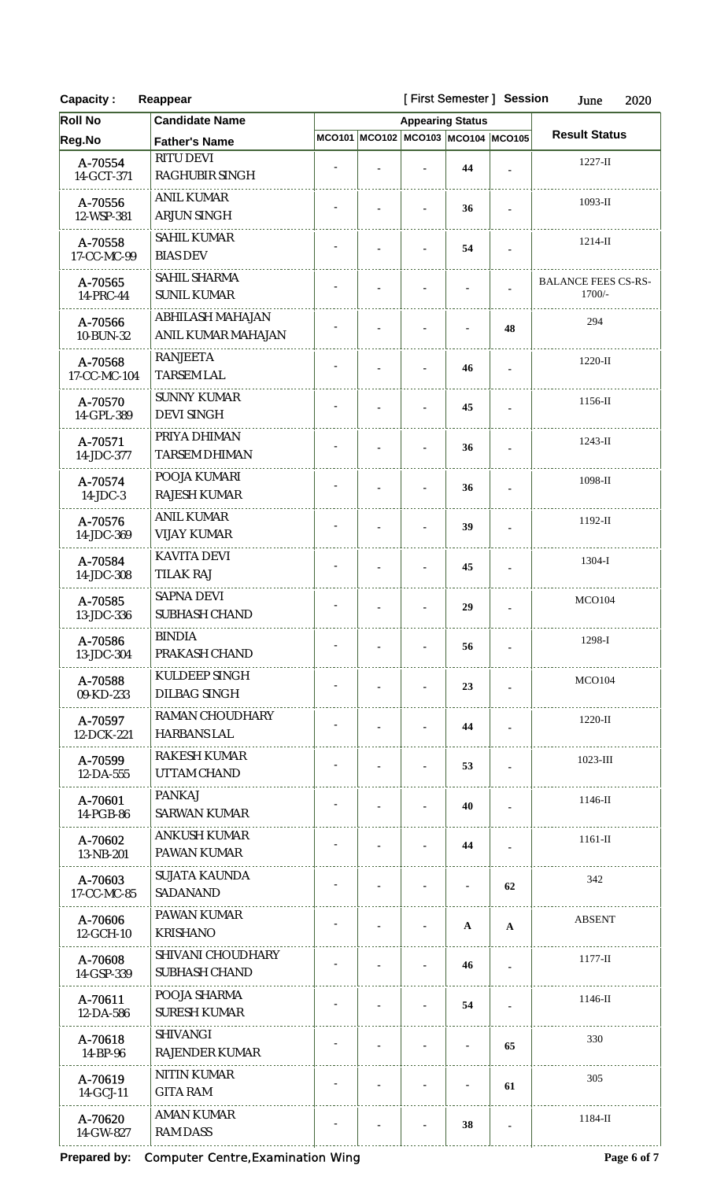**Capacity :** Reappear  [ First Semester ] **Session** June 2020

| Roll No / Reg.No | Candidate Name / Father's Name | MCO101 | MCO102 | MCO103 | MCO104 | MCO105 | Result Status |
|---|---|---|---|---|---|---|---|
| A-70554<br>14-GCT-371 | RITU DEVI<br>RAGHUBIR SINGH | - | - | - | 44 | - | 1227-II |
| A-70556<br>12-WSP-381 | ANIL KUMAR<br>ARJUN SINGH | - | - | - | 36 | - | 1093-II |
| A-70558<br>17-CC-MC-99 | SAHIL KUMAR<br>BIAS DEV | - | - | - | 54 | - | 1214-II |
| A-70565<br>14-PRC-44 | SAHIL SHARMA<br>SUNIL KUMAR | - | - | - | - | - | BALANCE FEES CS-RS-1700/- |
| A-70566<br>10-BUN-32 | ABHILASH MAHAJAN<br>ANIL KUMAR MAHAJAN | - | - | - | - | 48 | 294 |
| A-70568<br>17-CC-MC-104 | RANJEETA<br>TARSEM LAL | - | - | - | 46 | - | 1220-II |
| A-70570<br>14-GPL-389 | SUNNY KUMAR<br>DEVI SINGH | - | - | - | 45 | - | 1156-II |
| A-70571<br>14-JDC-377 | PRIYA DHIMAN<br>TARSEM DHIMAN | - | - | - | 36 | - | 1243-II |
| A-70574<br>14-JDC-3 | POOJA KUMARI<br>RAJESH KUMAR | - | - | - | 36 | - | 1098-II |
| A-70576<br>14-JDC-369 | ANIL KUMAR<br>VIJAY KUMAR | - | - | - | 39 | - | 1192-II |
| A-70584<br>14-JDC-308 | KAVITA DEVI<br>TILAK RAJ | - | - | - | 45 | - | 1304-I |
| A-70585<br>13-JDC-336 | SAPNA DEVI<br>SUBHASH CHAND | - | - | - | 29 | - | MCO104 |
| A-70586<br>13-JDC-304 | BINDIA<br>PRAKASH CHAND | - | - | - | 56 | - | 1298-I |
| A-70588<br>09-KD-233 | KULDEEP SINGH<br>DILBAG SINGH | - | - | - | 23 | - | MCO104 |
| A-70597<br>12-DCK-221 | RAMAN CHOUDHARY<br>HARBANS LAL | - | - | - | 44 | - | 1220-II |
| A-70599<br>12-DA-555 | RAKESH KUMAR<br>UTTAM CHAND | - | - | - | 53 | - | 1023-III |
| A-70601<br>14-PGB-86 | PANKAJ<br>SARWAN KUMAR | - | - | - | 40 | - | 1146-II |
| A-70602<br>13-NB-201 | ANKUSH KUMAR<br>PAWAN KUMAR | - | - | - | 44 | - | 1161-II |
| A-70603<br>17-CC-MC-85 | SUJATA KAUNDA<br>SADANAND | - | - | - | - | 62 | 342 |
| A-70606<br>12-GCH-10 | PAWAN KUMAR<br>KRISHANO | - | - | - | A | A | ABSENT |
| A-70608<br>14-GSP-339 | SHIVANI CHOUDHARY<br>SUBHASH CHAND | - | - | - | 46 | - | 1177-II |
| A-70611<br>12-DA-586 | POOJA SHARMA<br>SURESH KUMAR | - | - | - | 54 | - | 1146-II |
| A-70618<br>14-BP-96 | SHIVANGI<br>RAJENDER KUMAR | - | - | - | - | 65 | 330 |
| A-70619<br>14-GCJ-11 | NITIN KUMAR<br>GITA RAM | - | - | - | - | 61 | 305 |
| A-70620<br>14-GW-827 | AMAN KUMAR<br>RAM DASS | - | - | - | 38 | - | 1184-II |

**Prepared by:** Computer Centre,Examination Wing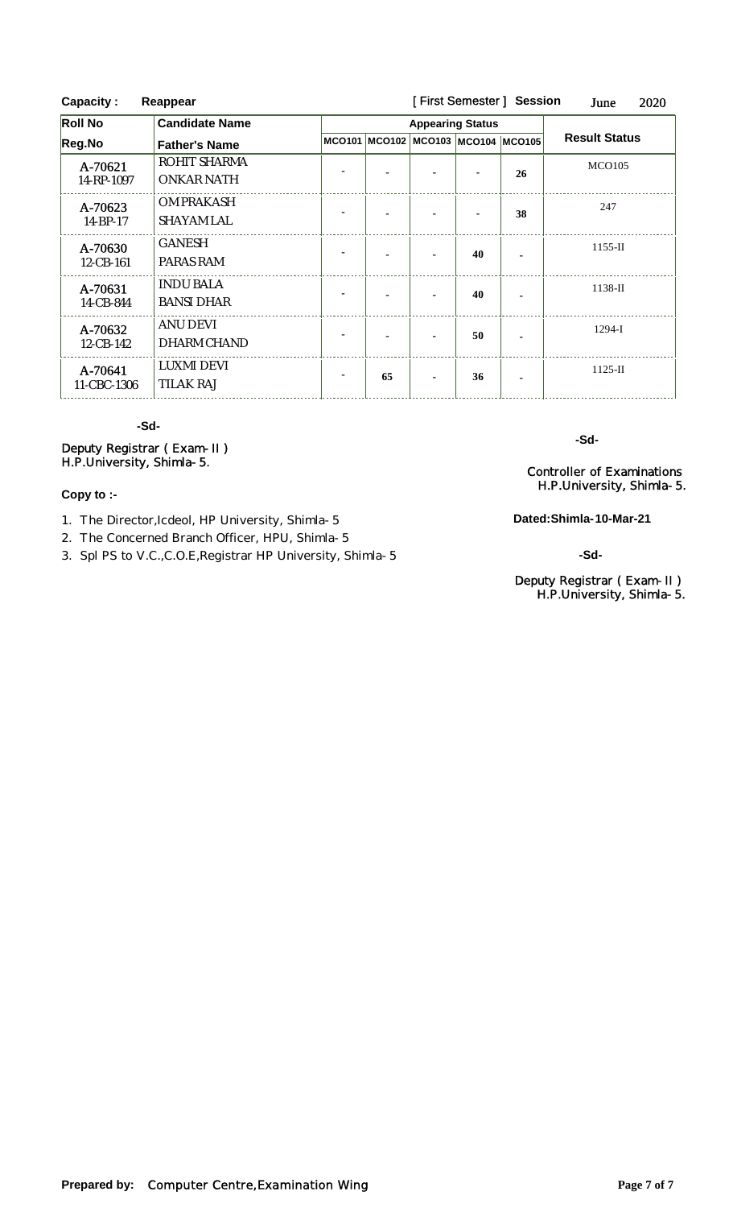**Capacity :** Reappear [ First Semester ] **Session** June 2020

| Roll No<br>Reg.No | Candidate Name<br>Father's Name | Appearing Status | | | | | Result Status |
|---|---|---|---|---|---|---|---|
| | | MCO101 | MCO102 | MCO103 | MCO104 | MCO105 | |
| A-70621<br>14-RP-1097 | ROHIT SHARMA<br>ONKAR NATH | - | - | - | - | 26 | MCO105 |
| A-70623<br>14-BP-17 | OM PRAKASH<br>SHAYAM LAL | - | - | - | - | 38 | 247 |
| A-70630<br>12-CB-161 | GANESH<br>PARAS RAM | - | - | - | 40 | - | 1155-II |
| A-70631<br>14-CB-844 | INDU BALA<br>BANSI DHAR | - | - | - | 40 | - | 1138-II |
| A-70632<br>12-CB-142 | ANU DEVI<br>DHARM CHAND | - | - | - | 50 | - | 1294-I |
| A-70641<br>11-CBC-1306 | LUXMI DEVI<br>TILAK RAJ | - | 65 | - | 36 | - | 1125-II |

-Sd-

Deputy Registrar ( Exam-II )
H.P.University, Shimla-5.

-Sd-

Controller of Examinations
H.P.University, Shimla-5.

**Copy to :-**

1. The Director,Icdeol, HP University, Shimla-5
2. The Concerned Branch Officer, HPU, Shimla-5
3. Spl PS to V.C.,C.O.E,Registrar HP University, Shimla-5

**Dated:Shimla-10-Mar-21**

-Sd-

Deputy Registrar ( Exam-II )
H.P.University, Shimla-5.

**Prepared by:** Computer Centre,Examination Wing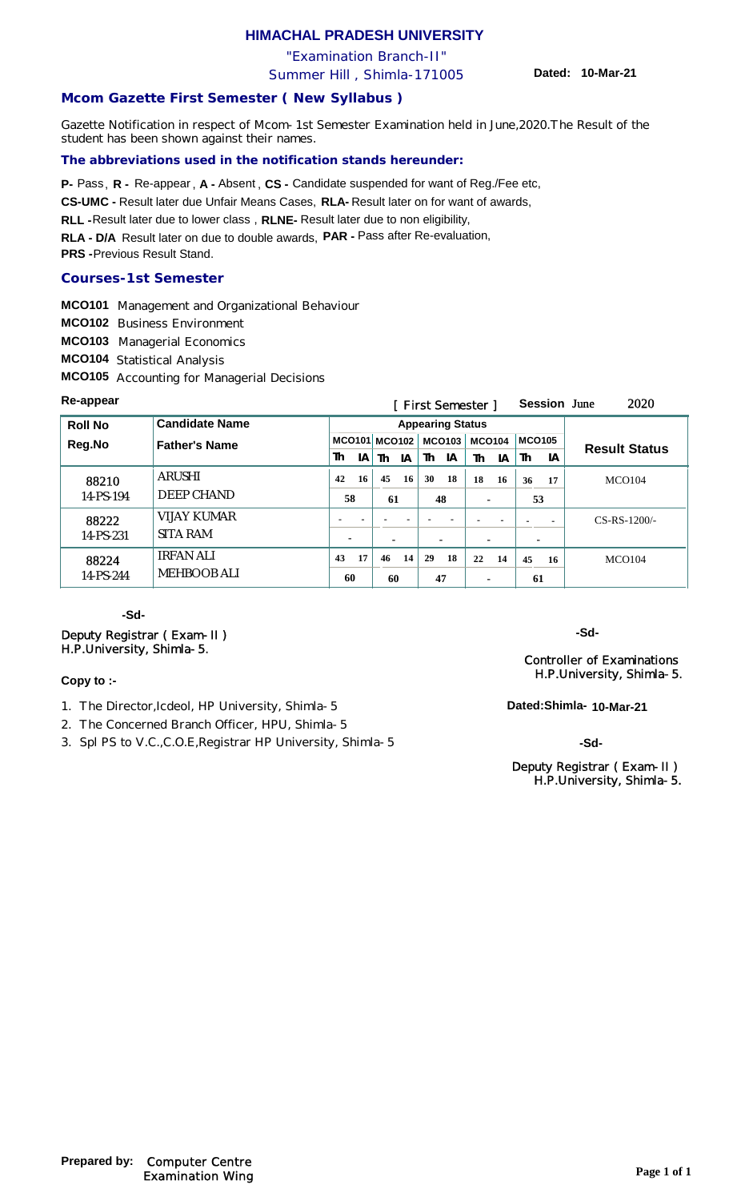# HIMACHAL PRADESH UNIVERSITY

"Examination Branch-II"

Summer Hill , Shimla-171005 **Dated: 10-Mar-21**

### Mcom Gazette First Semester ( New Syllabus )

Gazette Notification in respect of Mcom- 1st Semester Examination held in June,2020.The Result of the student has been shown against their names.

#### The abbreviations used in the notification stands hereunder:

**P-** Pass , **R -** Re-appear , **A -** Absent , **CS -** Candidate suspended for want of Reg./Fee etc,

**CS-UMC -** Result later due Unfair Means Cases, **RLA-** Result later on for want of awards,

**RLL -**Result later due to lower class , **RLNE-** Result later due to non eligibility,

**RLA - D/A** Result later on due to double awards, **PAR -** Pass after Re-evaluation,

**PRS -**Previous Result Stand.

#### Courses-1st Semester

**MCO101** Management and Organizational Behaviour

**MCO102** Business Environment

**MCO103** Managerial Economics

**MCO104** Statistical Analysis

**MCO105** Accounting for Managerial Decisions

**Re-appear** [ First Semester ] **Session** June 2020

| Roll No / Reg.No | Candidate Name / Father's Name | MCO101 Th | MCO101 IA | MCO102 Th | MCO102 IA | MCO103 Th | MCO103 IA | MCO104 Th | MCO104 IA | MCO105 Th | MCO105 IA | Result Status |
|---|---|---|---|---|---|---|---|---|---|---|---|---|
| 88210 | ARUSHI | 42 | 16 | 45 | 16 | 30 | 18 | 18 | 16 | 36 | 17 | MCO104 |
| 14-PS-194 | DEEP CHAND | 58 | | 61 | | 48 | | - | | 53 | | |
| 88222 | VIJAY KUMAR | - | - | - | - | - | - | - | - | - | - | CS-RS-1200/- |
| 14-PS-231 | SITA RAM | - | | - | | - | | - | | - | | |
| 88224 | IRFAN ALI | 43 | 17 | 46 | 14 | 29 | 18 | 22 | 14 | 45 | 16 | MCO104 |
| 14-PS-244 | MEHBOOB ALI | 60 | | 60 | | 47 | | - | | 61 | | |

-Sd-

Deputy Registrar ( Exam-II )
H.P.University, Shimla-5.

-Sd-

Controller of Examinations
H.P.University, Shimla-5.

**Copy to :-**

1. The Director,Icdeol, HP University, Shimla-5
2. The Concerned Branch Officer, HPU, Shimla-5
3. Spl PS to V.C.,C.O.E,Registrar HP University, Shimla-5

**Dated:Shimla- 10-Mar-21**

-Sd-

Deputy Registrar ( Exam-II )
H.P.University, Shimla-5.

**Prepared by:** Computer Centre
Examination Wing